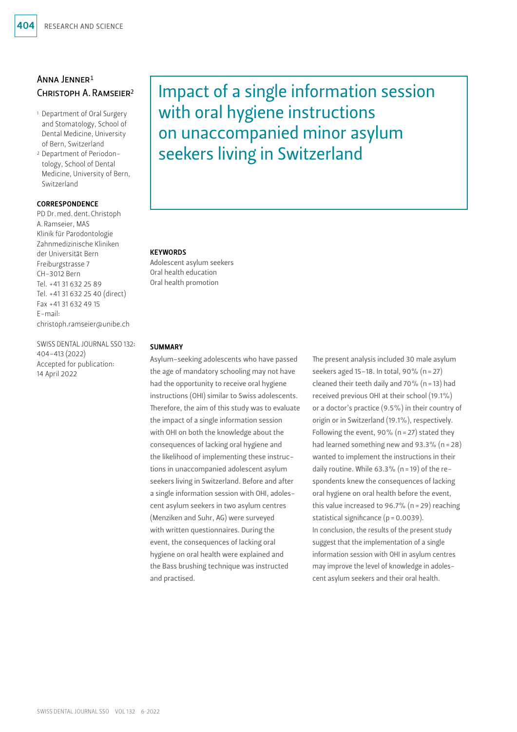# Impact of a single information session with oral hygiene instructions on unaccompanied minor asylum seekers living in Switzerland

Anna Jenner[1]
Christoph A. Ramseier[2]

[1] Department of Oral Surgery and Stomatology, School of Dental Medicine, University of Bern, Switzerland

[2] Department of Periodontology, School of Dental Medicine, University of Bern, Switzerland

**CORRESPONDENCE**

PD Dr. med. dent. Christoph A. Ramseier, MAS
Klinik für Parodontologie
Zahnmedizinische Kliniken der Universität Bern
Freiburgstrasse 7
CH-3012 Bern
Tel. +41 31 632 25 89
Tel. +41 31 632 25 40 (direct)
Fax +41 31 632 49 15
E-mail: christoph.ramseier@unibe.ch

SWISS DENTAL JOURNAL SSO 132: 404–413 (2022)
Accepted for publication: 14 April 2022

**KEYWORDS**

Adolescent asylum seekers
Oral health education
Oral health promotion

**SUMMARY**

Asylum-seeking adolescents who have passed the age of mandatory schooling may not have had the opportunity to receive oral hygiene instructions (OHI) similar to Swiss adolescents. Therefore, the aim of this study was to evaluate the impact of a single information session with OHI on both the knowledge about the consequences of lacking oral hygiene and the likelihood of implementing these instructions in unaccompanied adolescent asylum seekers living in Switzerland. Before and after a single information session with OHI, adolescent asylum seekers in two asylum centres (Menziken and Suhr, AG) were surveyed with written questionnaires. During the event, the consequences of lacking oral hygiene on oral health were explained and the Bass brushing technique was instructed and practised.

The present analysis included 30 male asylum seekers aged 15–18. In total, 90% (n = 27) cleaned their teeth daily and 70% (n = 13) had received previous OHI at their school (19.1%) or a doctor's practice (9.5%) in their country of origin or in Switzerland (19.1%), respectively. Following the event, 90% (n = 27) stated they had learned something new and 93.3% (n = 28) wanted to implement the instructions in their daily routine. While 63.3% (n = 19) of the respondents knew the consequences of lacking oral hygiene on oral health before the event, this value increased to 96.7% (n = 29) reaching statistical significance ($p = 0.0039$).

In conclusion, the results of the present study suggest that the implementation of a single information session with OHI in asylum centres may improve the level of knowledge in adolescent asylum seekers and their oral health.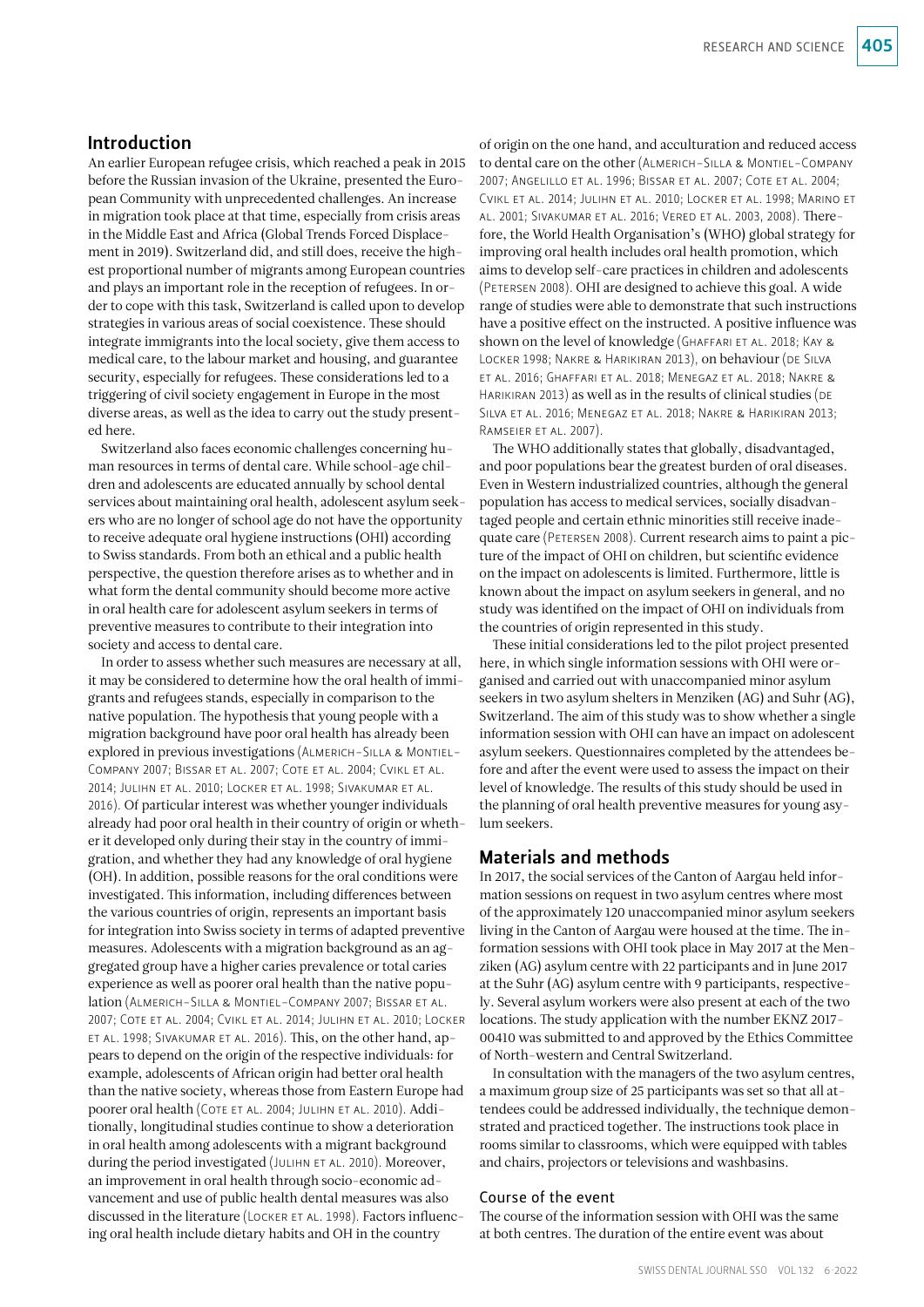## Introduction

An earlier European refugee crisis, which reached a peak in 2015 before the Russian invasion of the Ukraine, presented the European Community with unprecedented challenges. An increase in migration took place at that time, especially from crisis areas in the Middle East and Africa (Global Trends Forced Displacement in 2019). Switzerland did, and still does, receive the highest proportional number of migrants among European countries and plays an important role in the reception of refugees. In order to cope with this task, Switzerland is called upon to develop strategies in various areas of social coexistence. These should integrate immigrants into the local society, give them access to medical care, to the labour market and housing, and guarantee security, especially for refugees. These considerations led to a triggering of civil society engagement in Europe in the most diverse areas, as well as the idea to carry out the study presented here.

Switzerland also faces economic challenges concerning human resources in terms of dental care. While school-age children and adolescents are educated annually by school dental services about maintaining oral health, adolescent asylum seekers who are no longer of school age do not have the opportunity to receive adequate oral hygiene instructions (OHI) according to Swiss standards. From both an ethical and a public health perspective, the question therefore arises as to whether and in what form the dental community should become more active in oral health care for adolescent asylum seekers in terms of preventive measures to contribute to their integration into society and access to dental care.

In order to assess whether such measures are necessary at all, it may be considered to determine how the oral health of immigrants and refugees stands, especially in comparison to the native population. The hypothesis that young people with a migration background have poor oral health has already been explored in previous investigations (Almerich-Silla & Montiel-Company 2007; Bissar et al. 2007; Cote et al. 2004; Cvikl et al. 2014; Julihn et al. 2010; Locker et al. 1998; Sivakumar et al. 2016). Of particular interest was whether younger individuals already had poor oral health in their country of origin or whether it developed only during their stay in the country of immigration, and whether they had any knowledge of oral hygiene (OH). In addition, possible reasons for the oral conditions were investigated. This information, including differences between the various countries of origin, represents an important basis for integration into Swiss society in terms of adapted preventive measures. Adolescents with a migration background as an aggregated group have a higher caries prevalence or total caries experience as well as poorer oral health than the native population (Almerich-Silla & Montiel-Company 2007; Bissar et al. 2007; Cote et al. 2004; Cvikl et al. 2014; Julihn et al. 2010; Locker et al. 1998; Sivakumar et al. 2016). This, on the other hand, appears to depend on the origin of the respective individuals: for example, adolescents of African origin had better oral health than the native society, whereas those from Eastern Europe had poorer oral health (Cote et al. 2004; Julihn et al. 2010). Additionally, longitudinal studies continue to show a deterioration in oral health among adolescents with a migrant background during the period investigated (Julihn et al. 2010). Moreover, an improvement in oral health through socio-economic advancement and use of public health dental measures was also discussed in the literature (Locker et al. 1998). Factors influencing oral health include dietary habits and OH in the country of origin on the one hand, and acculturation and reduced access to dental care on the other (Almerich-Silla & Montiel-Company 2007; Angelillo et al. 1996; Bissar et al. 2007; Cote et al. 2004; Cvikl et al. 2014; Julihn et al. 2010; Locker et al. 1998; Marino et al. 2001; Sivakumar et al. 2016; Vered et al. 2003, 2008). Therefore, the World Health Organisation's (WHO) global strategy for improving oral health includes oral health promotion, which aims to develop self-care practices in children and adolescents (Petersen 2008). OHI are designed to achieve this goal. A wide range of studies were able to demonstrate that such instructions have a positive effect on the instructed. A positive influence was shown on the level of knowledge (Ghaffari et al. 2018; Kay & Locker 1998; Nakre & Harikiran 2013), on behaviour (de Silva et al. 2016; Ghaffari et al. 2018; Menegaz et al. 2018; Nakre & Harikiran 2013) as well as in the results of clinical studies (de Silva et al. 2016; Menegaz et al. 2018; Nakre & Harikiran 2013; Ramseier et al. 2007).

The WHO additionally states that globally, disadvantaged, and poor populations bear the greatest burden of oral diseases. Even in Western industrialized countries, although the general population has access to medical services, socially disadvantaged people and certain ethnic minorities still receive inadequate care (Petersen 2008). Current research aims to paint a picture of the impact of OHI on children, but scientific evidence on the impact on adolescents is limited. Furthermore, little is known about the impact on asylum seekers in general, and no study was identified on the impact of OHI on individuals from the countries of origin represented in this study.

These initial considerations led to the pilot project presented here, in which single information sessions with OHI were organised and carried out with unaccompanied minor asylum seekers in two asylum shelters in Menziken (AG) and Suhr (AG), Switzerland. The aim of this study was to show whether a single information session with OHI can have an impact on adolescent asylum seekers. Questionnaires completed by the attendees before and after the event were used to assess the impact on their level of knowledge. The results of this study should be used in the planning of oral health preventive measures for young asylum seekers.

## Materials and methods

In 2017, the social services of the Canton of Aargau held information sessions on request in two asylum centres where most of the approximately 120 unaccompanied minor asylum seekers living in the Canton of Aargau were housed at the time. The information sessions with OHI took place in May 2017 at the Menziken (AG) asylum centre with 22 participants and in June 2017 at the Suhr (AG) asylum centre with 9 participants, respectively. Several asylum workers were also present at each of the two locations. The study application with the number EKNZ 2017-00410 was submitted to and approved by the Ethics Committee of North-western and Central Switzerland.

In consultation with the managers of the two asylum centres, a maximum group size of 25 participants was set so that all attendees could be addressed individually, the technique demonstrated and practiced together. The instructions took place in rooms similar to classrooms, which were equipped with tables and chairs, projectors or televisions and washbasins.

### Course of the event

The course of the information session with OHI was the same at both centres. The duration of the entire event was about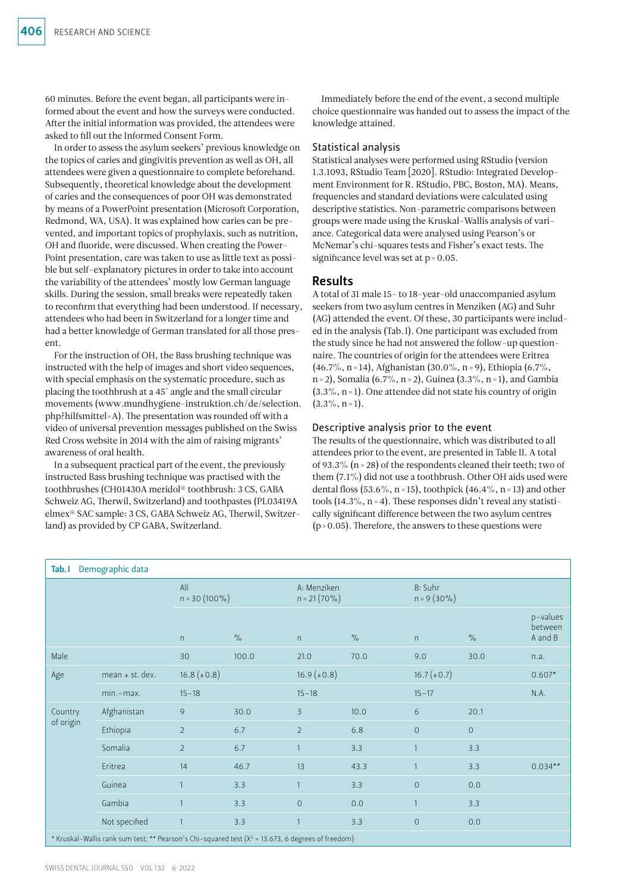60 minutes. Before the event began, all participants were informed about the event and how the surveys were conducted. After the initial information was provided, the attendees were asked to fill out the Informed Consent Form.

In order to assess the asylum seekers' previous knowledge on the topics of caries and gingivitis prevention as well as OH, all attendees were given a questionnaire to complete beforehand. Subsequently, theoretical knowledge about the development of caries and the consequences of poor OH was demonstrated by means of a PowerPoint presentation (Microsoft Corporation, Redmond, WA, USA). It was explained how caries can be prevented, and important topics of prophylaxis, such as nutrition, OH and fluoride, were discussed. When creating the PowerPoint presentation, care was taken to use as little text as possible but self-explanatory pictures in order to take into account the variability of the attendees' mostly low German language skills. During the session, small breaks were repeatedly taken to reconfirm that everything had been understood. If necessary, attendees who had been in Switzerland for a longer time and had a better knowledge of German translated for all those present.

For the instruction of OH, the Bass brushing technique was instructed with the help of images and short video sequences, with special emphasis on the systematic procedure, such as placing the toothbrush at a 45° angle and the small circular movements (www.mundhygiene-instruktion.ch/de/selection.php?hilfsmittel=A). The presentation was rounded off with a video of universal prevention messages published on the Swiss Red Cross website in 2014 with the aim of raising migrants' awareness of oral health.

In a subsequent practical part of the event, the previously instructed Bass brushing technique was practised with the toothbrushes (CH01430A meridol® toothbrush: 3 CS, GABA Schweiz AG, Therwil, Switzerland) and toothpastes (PL03419A elmex® SAC sample: 3 CS, GABA Schweiz AG, Therwil, Switzerland) as provided by CP GABA, Switzerland.

Immediately before the end of the event, a second multiple choice questionnaire was handed out to assess the impact of the knowledge attained.

### Statistical analysis

Statistical analyses were performed using RStudio (version 1.3.1093, RStudio Team [2020]. RStudio: Integrated Development Environment for R. RStudio, PBC, Boston, MA). Means, frequencies and standard deviations were calculated using descriptive statistics. Non-parametric comparisons between groups were made using the Kruskal-Wallis analysis of variance. Categorical data were analysed using Pearson's or McNemar's chi-squares tests and Fisher's exact tests. The significance level was set at $p = 0.05$.

## Results

A total of 31 male 15- to 18-year-old unaccompanied asylum seekers from two asylum centres in Menziken (AG) and Suhr (AG) attended the event. Of these, 30 participants were included in the analysis (Tab. I). One participant was excluded from the study since he had not answered the follow-up questionnaire. The countries of origin for the attendees were Eritrea (46.7%, n = 14), Afghanistan (30.0%, n = 9), Ethiopia (6.7%, n = 2), Somalia (6.7%, n = 2), Guinea (3.3%, n = 1), and Gambia (3.3%, n = 1). One attendee did not state his country of origin (3.3%, n = 1).

### Descriptive analysis prior to the event

The results of the questionnaire, which was distributed to all attendees prior to the event, are presented in Table II. A total of 93.3% (n = 28) of the respondents cleaned their teeth; two of them (7.1%) did not use a toothbrush. Other OH aids used were dental floss (53.6%, n = 15), toothpick (46.4%, n = 13) and other tools (14.3%, n = 4). These responses didn't reveal any statistically significant difference between the two asylum centres ($p > 0.05$). Therefore, the answers to these questions were

**Tab. I** Demographic data

| | | All n = 30 (100%) | | A: Menziken n = 21 (70%) | | B: Suhr n = 9 (30%) | | |
|---|---|---|---|---|---|---|---|---|
| | | n | % | n | % | n | % | p-values between A and B |
| Male | | 30 | 100.0 | 21.0 | 70.0 | 9.0 | 30.0 | n.a. |
| Age | mean ± st. dev. | 16.8 (±0.8) | | 16.9 (±0.8) | | 16.7 (±0.7) | | 0.607* |
| | min.–max. | 15–18 | | 15–18 | | 15–17 | | N.A. |
| Country of origin | Afghanistan | 9 | 30.0 | 3 | 10.0 | 6 | 20.1 | |
| | Ethiopia | 2 | 6.7 | 2 | 6.8 | 0 | 0 | |
| | Somalia | 2 | 6.7 | 1 | 3.3 | 1 | 3.3 | |
| | Eritrea | 14 | 46.7 | 13 | 43.3 | 1 | 3.3 | 0.034** |
| | Guinea | 1 | 3.3 | 1 | 3.3 | 0 | 0.0 | |
| | Gambia | 1 | 3.3 | 0 | 0.0 | 1 | 3.3 | |
| | Not specified | 1 | 3.3 | 1 | 3.3 | 0 | 0.0 | |

\* Kruskal-Wallis rank sum test; ** Pearson's Chi-squared test ($X^2$ = 13.673, 6 degrees of freedom)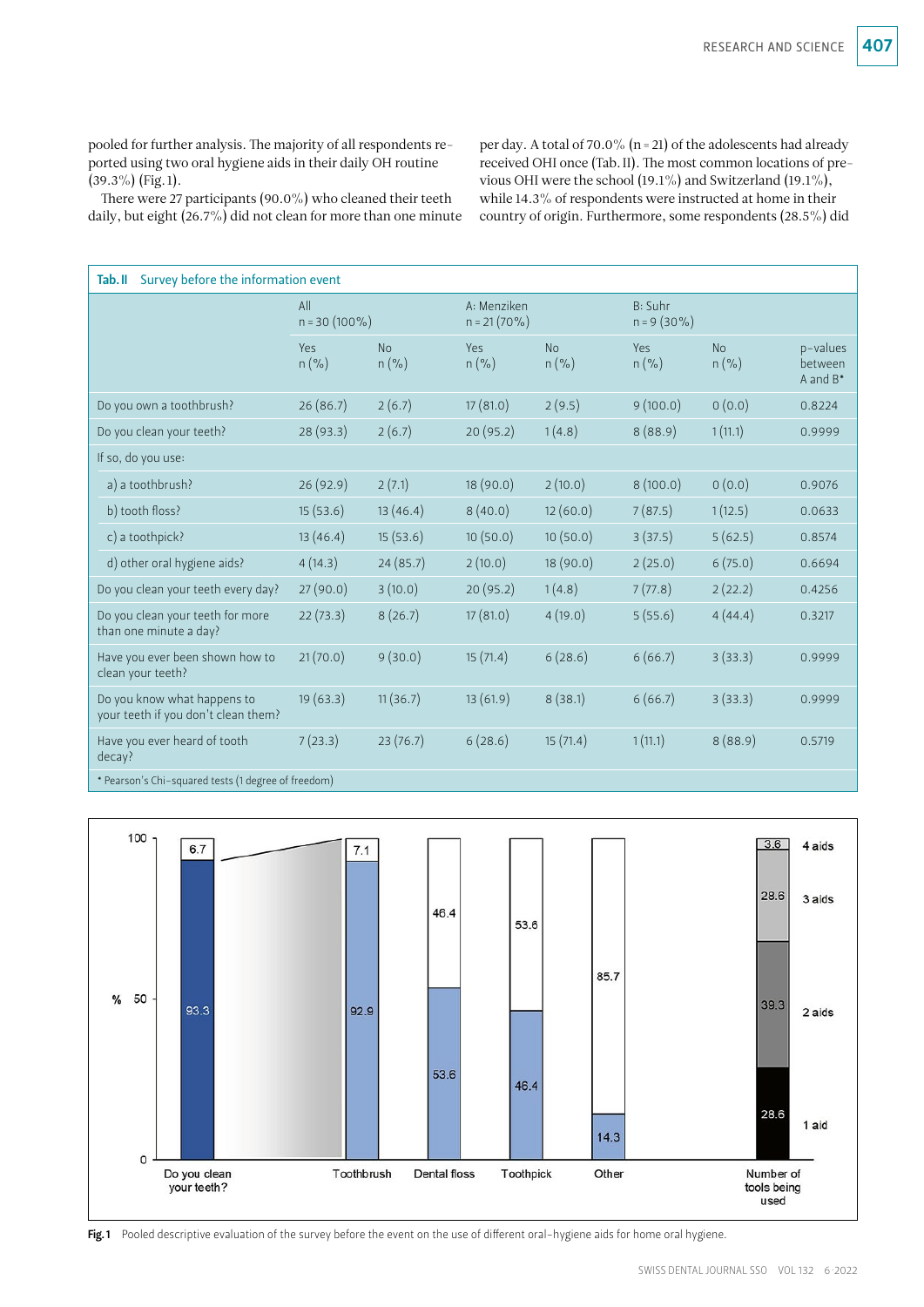pooled for further analysis. The majority of all respondents reported using two oral hygiene aids in their daily OH routine (39.3%) (Fig. 1).

There were 27 participants (90.0%) who cleaned their teeth daily, but eight (26.7%) did not clean for more than one minute per day. A total of 70.0% (n = 21) of the adolescents had already received OHI once (Tab. II). The most common locations of previous OHI were the school (19.1%) and Switzerland (19.1%), while 14.3% of respondents were instructed at home in their country of origin. Furthermore, some respondents (28.5%) did

**Tab. II** Survey before the information event

| | All n = 30 (100%) | | A: Menziken n = 21 (70%) | | B: Suhr n = 9 (30%) | | |
|---|---|---|---|---|---|---|---|
| | Yes n (%) | No n (%) | Yes n (%) | No n (%) | Yes n (%) | No n (%) | p-values between A and B* |
| Do you own a toothbrush? | 26 (86.7) | 2 (6.7) | 17 (81.0) | 2 (9.5) | 9 (100.0) | 0 (0.0) | 0.8224 |
| Do you clean your teeth? | 28 (93.3) | 2 (6.7) | 20 (95.2) | 1 (4.8) | 8 (88.9) | 1 (11.1) | 0.9999 |
| If so, do you use: | | | | | | | |
| a) a toothbrush? | 26 (92.9) | 2 (7.1) | 18 (90.0) | 2 (10.0) | 8 (100.0) | 0 (0.0) | 0.9076 |
| b) tooth floss? | 15 (53.6) | 13 (46.4) | 8 (40.0) | 12 (60.0) | 7 (87.5) | 1 (12.5) | 0.0633 |
| c) a toothpick? | 13 (46.4) | 15 (53.6) | 10 (50.0) | 10 (50.0) | 3 (37.5) | 5 (62.5) | 0.8574 |
| d) other oral hygiene aids? | 4 (14.3) | 24 (85.7) | 2 (10.0) | 18 (90.0) | 2 (25.0) | 6 (75.0) | 0.6694 |
| Do you clean your teeth every day? | 27 (90.0) | 3 (10.0) | 20 (95.2) | 1 (4.8) | 7 (77.8) | 2 (22.2) | 0.4256 |
| Do you clean your teeth for more than one minute a day? | 22 (73.3) | 8 (26.7) | 17 (81.0) | 4 (19.0) | 5 (55.6) | 4 (44.4) | 0.3217 |
| Have you ever been shown how to clean your teeth? | 21 (70.0) | 9 (30.0) | 15 (71.4) | 6 (28.6) | 6 (66.7) | 3 (33.3) | 0.9999 |
| Do you know what happens to your teeth if you don't clean them? | 19 (63.3) | 11 (36.7) | 13 (61.9) | 8 (38.1) | 6 (66.7) | 3 (33.3) | 0.9999 |
| Have you ever heard of tooth decay? | 7 (23.3) | 23 (76.7) | 6 (28.6) | 15 (71.4) | 1 (11.1) | 8 (88.9) | 0.5719 |

* Pearson's Chi-squared tests (1 degree of freedom)

**Fig. 1** Pooled descriptive evaluation of the survey before the event on the use of different oral-hygiene aids for home oral hygiene.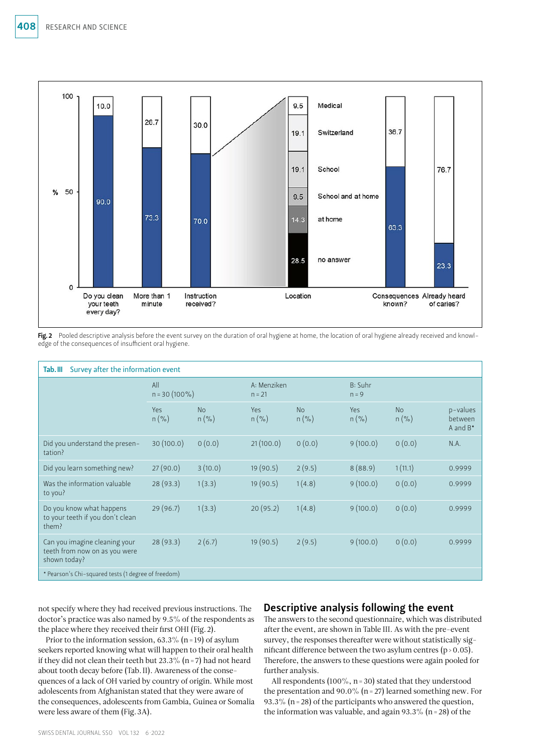**Fig. 2** Pooled descriptive analysis before the event survey on the duration of oral hygiene at home, the location of oral hygiene already received and knowledge of the consequences of insufficient oral hygiene.

**Tab. III** Survey after the information event

| | All n = 30 (100%) | | A: Menziken n = 21 | | B: Suhr n = 9 | | |
|---|---|---|---|---|---|---|---|
| | Yes n (%) | No n (%) | Yes n (%) | No n (%) | Yes n (%) | No n (%) | p-values between A and B* |
| Did you understand the presentation? | 30 (100.0) | 0 (0.0) | 21 (100.0) | 0 (0.0) | 9 (100.0) | 0 (0.0) | N.A. |
| Did you learn something new? | 27 (90.0) | 3 (10.0) | 19 (90.5) | 2 (9.5) | 8 (88.9) | 1 (11.1) | 0.9999 |
| Was the information valuable to you? | 28 (93.3) | 1 (3.3) | 19 (90.5) | 1 (4.8) | 9 (100.0) | 0 (0.0) | 0.9999 |
| Do you know what happens to your teeth if you don't clean them? | 29 (96.7) | 1 (3.3) | 20 (95.2) | 1 (4.8) | 9 (100.0) | 0 (0.0) | 0.9999 |
| Can you imagine cleaning your teeth from now on as you were shown today? | 28 (93.3) | 2 (6.7) | 19 (90.5) | 2 (9.5) | 9 (100.0) | 0 (0.0) | 0.9999 |

\* Pearson's Chi-squared tests (1 degree of freedom)

not specify where they had received previous instructions. The doctor's practice was also named by 9.5% of the respondents as the place where they received their first OHI (Fig. 2).

Prior to the information session, 63.3% (n = 19) of asylum seekers reported knowing what will happen to their oral health if they did not clean their teeth but 23.3% (n = 7) had not heard about tooth decay before (Tab. II). Awareness of the consequences of a lack of OH varied by country of origin. While most adolescents from Afghanistan stated that they were aware of the consequences, adolescents from Gambia, Guinea or Somalia were less aware of them (Fig. 3A).

## Descriptive analysis following the event

The answers to the second questionnaire, which was distributed after the event, are shown in Table III. As with the pre-event survey, the responses thereafter were without statistically significant difference between the two asylum centres ($p > 0.05$). Therefore, the answers to these questions were again pooled for further analysis.

All respondents (100%, n = 30) stated that they understood the presentation and 90.0% (n = 27) learned something new. For 93.3% (n = 28) of the participants who answered the question, the information was valuable, and again 93.3% (n = 28) of the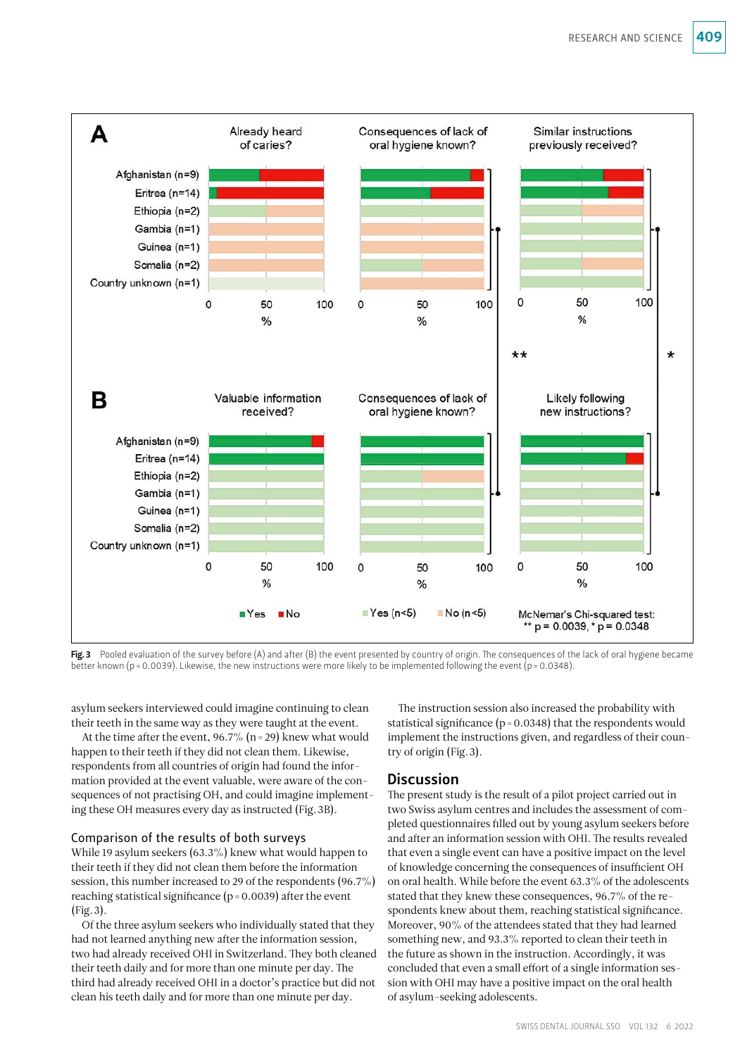**Fig. 3** Pooled evaluation of the survey before (A) and after (B) the event presented by country of origin. The consequences of the lack of oral hygiene became better known (p = 0.0039). Likewise, the new instructions were more likely to be implemented following the event (p = 0.0348).

asylum seekers interviewed could imagine continuing to clean their teeth in the same way as they were taught at the event.

At the time after the event, 96.7% (n = 29) knew what would happen to their teeth if they did not clean them. Likewise, respondents from all countries of origin had found the information provided at the event valuable, were aware of the consequences of not practising OH, and could imagine implementing these OH measures every day as instructed (Fig. 3B).

### Comparison of the results of both surveys

While 19 asylum seekers (63.3%) knew what would happen to their teeth if they did not clean them before the information session, this number increased to 29 of the respondents (96.7%) reaching statistical significance (p = 0.0039) after the event (Fig. 3).

Of the three asylum seekers who individually stated that they had not learned anything new after the information session, two had already received OHI in Switzerland. They both cleaned their teeth daily and for more than one minute per day. The third had already received OHI in a doctor's practice but did not clean his teeth daily and for more than one minute per day.

The instruction session also increased the probability with statistical significance (p = 0.0348) that the respondents would implement the instructions given, and regardless of their country of origin (Fig. 3).

## Discussion

The present study is the result of a pilot project carried out in two Swiss asylum centres and includes the assessment of completed questionnaires filled out by young asylum seekers before and after an information session with OHI. The results revealed that even a single event can have a positive impact on the level of knowledge concerning the consequences of insufficient OH on oral health. While before the event 63.3% of the adolescents stated that they knew these consequences, 96.7% of the respondents knew about them, reaching statistical significance. Moreover, 90% of the attendees stated that they had learned something new, and 93.3% reported to clean their teeth in the future as shown in the instruction. Accordingly, it was concluded that even a small effort of a single information session with OHI may have a positive impact on the oral health of asylum-seeking adolescents.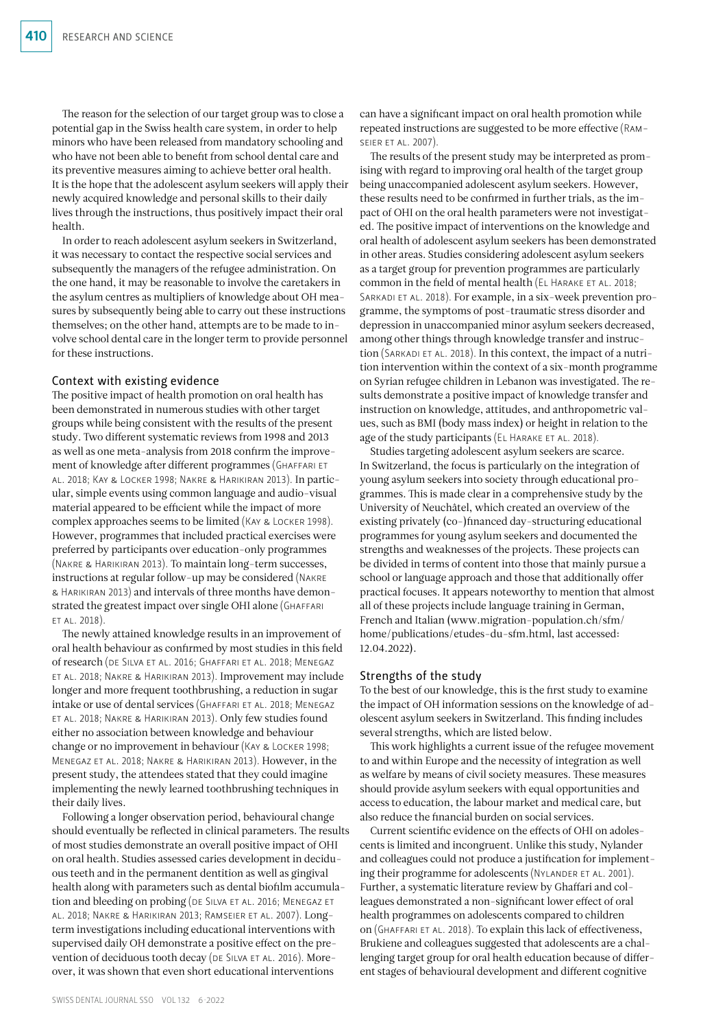The reason for the selection of our target group was to close a potential gap in the Swiss health care system, in order to help minors who have been released from mandatory schooling and who have not been able to benefit from school dental care and its preventive measures aiming to achieve better oral health. It is the hope that the adolescent asylum seekers will apply their newly acquired knowledge and personal skills to their daily lives through the instructions, thus positively impact their oral health.

In order to reach adolescent asylum seekers in Switzerland, it was necessary to contact the respective social services and subsequently the managers of the refugee administration. On the one hand, it may be reasonable to involve the caretakers in the asylum centres as multipliers of knowledge about OH measures by subsequently being able to carry out these instructions themselves; on the other hand, attempts are to be made to involve school dental care in the longer term to provide personnel for these instructions.

### Context with existing evidence

The positive impact of health promotion on oral health has been demonstrated in numerous studies with other target groups while being consistent with the results of the present study. Two different systematic reviews from 1998 and 2013 as well as one meta-analysis from 2018 confirm the improvement of knowledge after different programmes (Ghaffari et al. 2018; Kay & Locker 1998; Nakre & Harikiran 2013). In particular, simple events using common language and audio-visual material appeared to be efficient while the impact of more complex approaches seems to be limited (Kay & Locker 1998). However, programmes that included practical exercises were preferred by participants over education-only programmes (Nakre & Harikiran 2013). To maintain long-term successes, instructions at regular follow-up may be considered (Nakre & Harikiran 2013) and intervals of three months have demonstrated the greatest impact over single OHI alone (Ghaffari et al. 2018).

The newly attained knowledge results in an improvement of oral health behaviour as confirmed by most studies in this field of research (de Silva et al. 2016; Ghaffari et al. 2018; Menegaz et al. 2018; Nakre & Harikiran 2013). Improvement may include longer and more frequent toothbrushing, a reduction in sugar intake or use of dental services (Ghaffari et al. 2018; Menegaz et al. 2018; Nakre & Harikiran 2013). Only few studies found either no association between knowledge and behaviour change or no improvement in behaviour (Kay & Locker 1998; Menegaz et al. 2018; Nakre & Harikiran 2013). However, in the present study, the attendees stated that they could imagine implementing the newly learned toothbrushing techniques in their daily lives.

Following a longer observation period, behavioural change should eventually be reflected in clinical parameters. The results of most studies demonstrate an overall positive impact of OHI on oral health. Studies assessed caries development in deciduous teeth and in the permanent dentition as well as gingival health along with parameters such as dental biofilm accumulation and bleeding on probing (de Silva et al. 2016; Menegaz et al. 2018; Nakre & Harikiran 2013; Ramseier et al. 2007). Long-term investigations including educational interventions with supervised daily OH demonstrate a positive effect on the prevention of deciduous tooth decay (de Silva et al. 2016). Moreover, it was shown that even short educational interventions can have a significant impact on oral health promotion while repeated instructions are suggested to be more effective (Ramseier et al. 2007).

The results of the present study may be interpreted as promising with regard to improving oral health of the target group being unaccompanied adolescent asylum seekers. However, these results need to be confirmed in further trials, as the impact of OHI on the oral health parameters were not investigated. The positive impact of interventions on the knowledge and oral health of adolescent asylum seekers has been demonstrated in other areas. Studies considering adolescent asylum seekers as a target group for prevention programmes are particularly common in the field of mental health (El Harake et al. 2018; Sarkadi et al. 2018). For example, in a six-week prevention programme, the symptoms of post-traumatic stress disorder and depression in unaccompanied minor asylum seekers decreased, among other things through knowledge transfer and instruction (Sarkadi et al. 2018). In this context, the impact of a nutrition intervention within the context of a six-month programme on Syrian refugee children in Lebanon was investigated. The results demonstrate a positive impact of knowledge transfer and instruction on knowledge, attitudes, and anthropometric values, such as BMI (body mass index) or height in relation to the age of the study participants (El Harake et al. 2018).

Studies targeting adolescent asylum seekers are scarce. In Switzerland, the focus is particularly on the integration of young asylum seekers into society through educational programmes. This is made clear in a comprehensive study by the University of Neuchâtel, which created an overview of the existing privately (co-)financed day-structuring educational programmes for young asylum seekers and documented the strengths and weaknesses of the projects. These projects can be divided in terms of content into those that mainly pursue a school or language approach and those that additionally offer practical focuses. It appears noteworthy to mention that almost all of these projects include language training in German, French and Italian (www.migration-population.ch/sfm/home/publications/etudes-du-sfm.html, last accessed: 12.04.2022).

### Strengths of the study

To the best of our knowledge, this is the first study to examine the impact of OH information sessions on the knowledge of adolescent asylum seekers in Switzerland. This finding includes several strengths, which are listed below.

This work highlights a current issue of the refugee movement to and within Europe and the necessity of integration as well as welfare by means of civil society measures. These measures should provide asylum seekers with equal opportunities and access to education, the labour market and medical care, but also reduce the financial burden on social services.

Current scientific evidence on the effects of OHI on adolescents is limited and incongruent. Unlike this study, Nylander and colleagues could not produce a justification for implementing their programme for adolescents (Nylander et al. 2001). Further, a systematic literature review by Ghaffari and colleagues demonstrated a non-significant lower effect of oral health programmes on adolescents compared to children on (Ghaffari et al. 2018). To explain this lack of effectiveness, Brukiene and colleagues suggested that adolescents are a challenging target group for oral health education because of different stages of behavioural development and different cognitive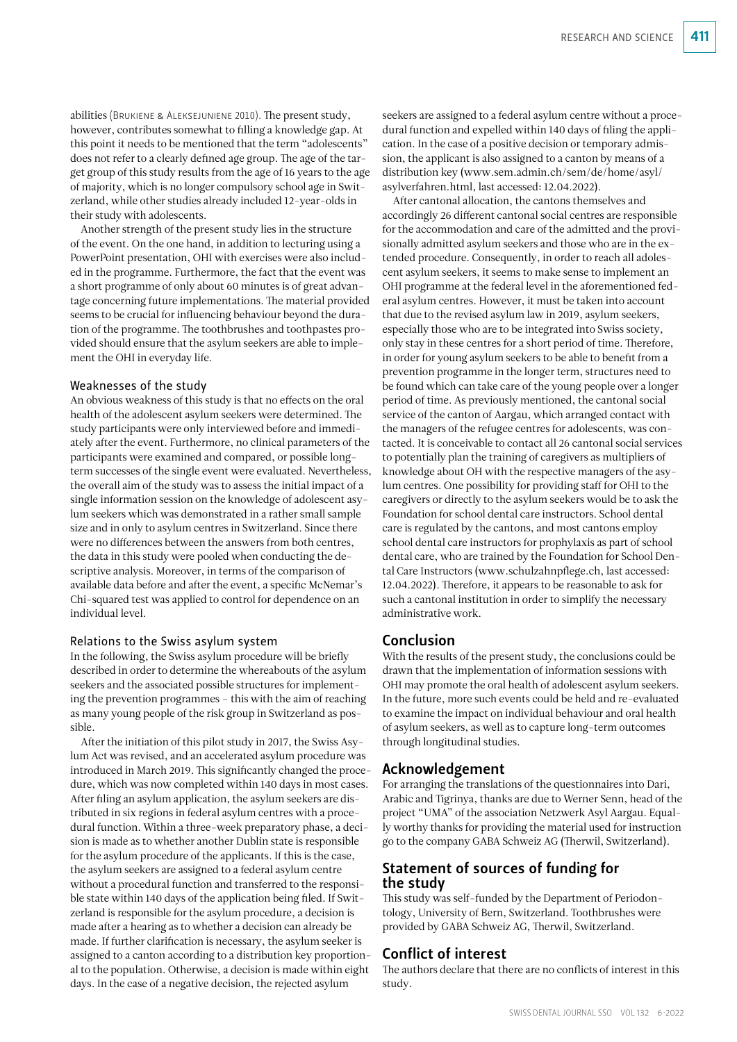abilities (Brukiene & Aleksejuniene 2010). The present study, however, contributes somewhat to filling a knowledge gap. At this point it needs to be mentioned that the term "adolescents" does not refer to a clearly defined age group. The age of the target group of this study results from the age of 16 years to the age of majority, which is no longer compulsory school age in Switzerland, while other studies already included 12-year-olds in their study with adolescents.

Another strength of the present study lies in the structure of the event. On the one hand, in addition to lecturing using a PowerPoint presentation, OHI with exercises were also included in the programme. Furthermore, the fact that the event was a short programme of only about 60 minutes is of great advantage concerning future implementations. The material provided seems to be crucial for influencing behaviour beyond the duration of the programme. The toothbrushes and toothpastes provided should ensure that the asylum seekers are able to implement the OHI in everyday life.

### Weaknesses of the study

An obvious weakness of this study is that no effects on the oral health of the adolescent asylum seekers were determined. The study participants were only interviewed before and immediately after the event. Furthermore, no clinical parameters of the participants were examined and compared, or possible long-term successes of the single event were evaluated. Nevertheless, the overall aim of the study was to assess the initial impact of a single information session on the knowledge of adolescent asylum seekers which was demonstrated in a rather small sample size and in only to asylum centres in Switzerland. Since there were no differences between the answers from both centres, the data in this study were pooled when conducting the descriptive analysis. Moreover, in terms of the comparison of available data before and after the event, a specific McNemar's Chi-squared test was applied to control for dependence on an individual level.

### Relations to the Swiss asylum system

In the following, the Swiss asylum procedure will be briefly described in order to determine the whereabouts of the asylum seekers and the associated possible structures for implementing the prevention programmes – this with the aim of reaching as many young people of the risk group in Switzerland as possible.

After the initiation of this pilot study in 2017, the Swiss Asylum Act was revised, and an accelerated asylum procedure was introduced in March 2019. This significantly changed the procedure, which was now completed within 140 days in most cases. After filing an asylum application, the asylum seekers are distributed in six regions in federal asylum centres with a procedural function. Within a three-week preparatory phase, a decision is made as to whether another Dublin state is responsible for the asylum procedure of the applicants. If this is the case, the asylum seekers are assigned to a federal asylum centre without a procedural function and transferred to the responsible state within 140 days of the application being filed. If Switzerland is responsible for the asylum procedure, a decision is made after a hearing as to whether a decision can already be made. If further clarification is necessary, the asylum seeker is assigned to a canton according to a distribution key proportional to the population. Otherwise, a decision is made within eight days. In the case of a negative decision, the rejected asylum seekers are assigned to a federal asylum centre without a procedural function and expelled within 140 days of filing the application. In the case of a positive decision or temporary admission, the applicant is also assigned to a canton by means of a distribution key (www.sem.admin.ch/sem/de/home/asyl/asylverfahren.html, last accessed: 12.04.2022).

After cantonal allocation, the cantons themselves and accordingly 26 different cantonal social centres are responsible for the accommodation and care of the admitted and the provisionally admitted asylum seekers and those who are in the extended procedure. Consequently, in order to reach all adolescent asylum seekers, it seems to make sense to implement an OHI programme at the federal level in the aforementioned federal asylum centres. However, it must be taken into account that due to the revised asylum law in 2019, asylum seekers, especially those who are to be integrated into Swiss society, only stay in these centres for a short period of time. Therefore, in order for young asylum seekers to be able to benefit from a prevention programme in the longer term, structures need to be found which can take care of the young people over a longer period of time. As previously mentioned, the cantonal social service of the canton of Aargau, which arranged contact with the managers of the refugee centres for adolescents, was contacted. It is conceivable to contact all 26 cantonal social services to potentially plan the training of caregivers as multipliers of knowledge about OH with the respective managers of the asylum centres. One possibility for providing staff for OHI to the caregivers or directly to the asylum seekers would be to ask the Foundation for school dental care instructors. School dental care is regulated by the cantons, and most cantons employ school dental care instructors for prophylaxis as part of school dental care, who are trained by the Foundation for School Dental Care Instructors (www.schulzahnpflege.ch, last accessed: 12.04.2022). Therefore, it appears to be reasonable to ask for such a cantonal institution in order to simplify the necessary administrative work.

## Conclusion

With the results of the present study, the conclusions could be drawn that the implementation of information sessions with OHI may promote the oral health of adolescent asylum seekers. In the future, more such events could be held and re-evaluated to examine the impact on individual behaviour and oral health of asylum seekers, as well as to capture long-term outcomes through longitudinal studies.

## Acknowledgement

For arranging the translations of the questionnaires into Dari, Arabic and Tigrinya, thanks are due to Werner Senn, head of the project "UMA" of the association Netzwerk Asyl Aargau. Equally worthy thanks for providing the material used for instruction go to the company GABA Schweiz AG (Therwil, Switzerland).

## Statement of sources of funding for the study

This study was self-funded by the Department of Periodontology, University of Bern, Switzerland. Toothbrushes were provided by GABA Schweiz AG, Therwil, Switzerland.

## Conflict of interest

The authors declare that there are no conflicts of interest in this study.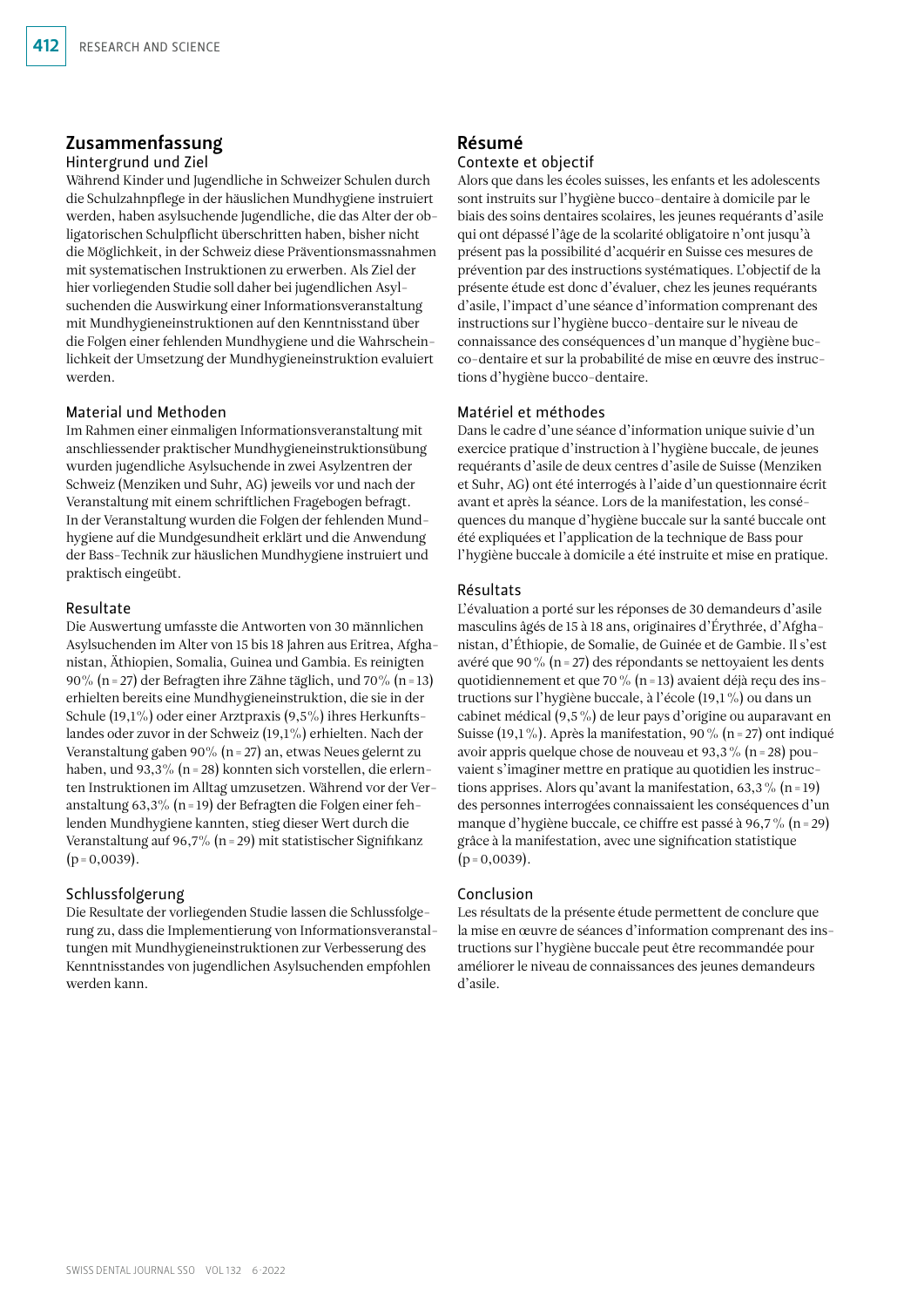## Zusammenfassung

### Hintergrund und Ziel

Während Kinder und Jugendliche in Schweizer Schulen durch die Schulzahnpflege in der häuslichen Mundhygiene instruiert werden, haben asylsuchende Jugendliche, die das Alter der obligatorischen Schulpflicht überschritten haben, bisher nicht die Möglichkeit, in der Schweiz diese Präventionsmassnahmen mit systematischen Instruktionen zu erwerben. Als Ziel der hier vorliegenden Studie soll daher bei jugendlichen Asylsuchenden die Auswirkung einer Informationsveranstaltung mit Mundhygieneinstruktionen auf den Kenntnisstand über die Folgen einer fehlenden Mundhygiene und die Wahrscheinlichkeit der Umsetzung der Mundhygieneinstruktion evaluiert werden.

### Material und Methoden

Im Rahmen einer einmaligen Informationsveranstaltung mit anschliessender praktischer Mundhygieneinstruktionsübung wurden jugendliche Asylsuchende in zwei Asylzentren der Schweiz (Menziken und Suhr, AG) jeweils vor und nach der Veranstaltung mit einem schriftlichen Fragebogen befragt. In der Veranstaltung wurden die Folgen der fehlenden Mundhygiene auf die Mundgesundheit erklärt und die Anwendung der Bass-Technik zur häuslichen Mundhygiene instruiert und praktisch eingeübt.

### Resultate

Die Auswertung umfasste die Antworten von 30 männlichen Asylsuchenden im Alter von 15 bis 18 Jahren aus Eritrea, Afghanistan, Äthiopien, Somalia, Guinea und Gambia. Es reinigten 90% (n = 27) der Befragten ihre Zähne täglich, und 70% (n = 13) erhielten bereits eine Mundhygieneinstruktion, die sie in der Schule (19,1%) oder einer Arztpraxis (9,5%) ihres Herkunftslandes oder zuvor in der Schweiz (19,1%) erhielten. Nach der Veranstaltung gaben 90% (n = 27) an, etwas Neues gelernt zu haben, und 93,3% (n = 28) konnten sich vorstellen, die erlernten Instruktionen im Alltag umzusetzen. Während vor der Veranstaltung 63,3% (n = 19) der Befragten die Folgen einer fehlenden Mundhygiene kannten, stieg dieser Wert durch die Veranstaltung auf 96,7% (n = 29) mit statistischer Signifikanz (p = 0,0039).

### Schlussfolgerung

Die Resultate der vorliegenden Studie lassen die Schlussfolgerung zu, dass die Implementierung von Informationsveranstaltungen mit Mundhygieneinstruktionen zur Verbesserung des Kenntnisstandes von jugendlichen Asylsuchenden empfohlen werden kann.

## Résumé

### Contexte et objectif

Alors que dans les écoles suisses, les enfants et les adolescents sont instruits sur l'hygiène bucco-dentaire à domicile par le biais des soins dentaires scolaires, les jeunes requérants d'asile qui ont dépassé l'âge de la scolarité obligatoire n'ont jusqu'à présent pas la possibilité d'acquérir en Suisse ces mesures de prévention par des instructions systématiques. L'objectif de la présente étude est donc d'évaluer, chez les jeunes requérants d'asile, l'impact d'une séance d'information comprenant des instructions sur l'hygiène bucco-dentaire sur le niveau de connaissance des conséquences d'un manque d'hygiène bucco-dentaire et sur la probabilité de mise en œuvre des instructions d'hygiène bucco-dentaire.

### Matériel et méthodes

Dans le cadre d'une séance d'information unique suivie d'un exercice pratique d'instruction à l'hygiène buccale, de jeunes requérants d'asile de deux centres d'asile de Suisse (Menziken et Suhr, AG) ont été interrogés à l'aide d'un questionnaire écrit avant et après la séance. Lors de la manifestation, les conséquences du manque d'hygiène buccale sur la santé buccale ont été expliquées et l'application de la technique de Bass pour l'hygiène buccale à domicile a été instruite et mise en pratique.

### Résultats

L'évaluation a porté sur les réponses de 30 demandeurs d'asile masculins âgés de 15 à 18 ans, originaires d'Érythrée, d'Afghanistan, d'Éthiopie, de Somalie, de Guinée et de Gambie. Il s'est avéré que 90 % (n = 27) des répondants se nettoyaient les dents quotidiennement et que 70 % (n = 13) avaient déjà reçu des instructions sur l'hygiène buccale, à l'école (19,1 %) ou dans un cabinet médical (9,5 %) de leur pays d'origine ou auparavant en Suisse (19,1 %). Après la manifestation, 90 % (n = 27) ont indiqué avoir appris quelque chose de nouveau et 93,3 % (n = 28) pouvaient s'imaginer mettre en pratique au quotidien les instructions apprises. Alors qu'avant la manifestation, 63,3 % (n = 19) des personnes interrogées connaissaient les conséquences d'un manque d'hygiène buccale, ce chiffre est passé à 96,7 % (n = 29) grâce à la manifestation, avec une signification statistique (p = 0,0039).

### Conclusion

Les résultats de la présente étude permettent de conclure que la mise en œuvre de séances d'information comprenant des instructions sur l'hygiène buccale peut être recommandée pour améliorer le niveau de connaissances des jeunes demandeurs d'asile.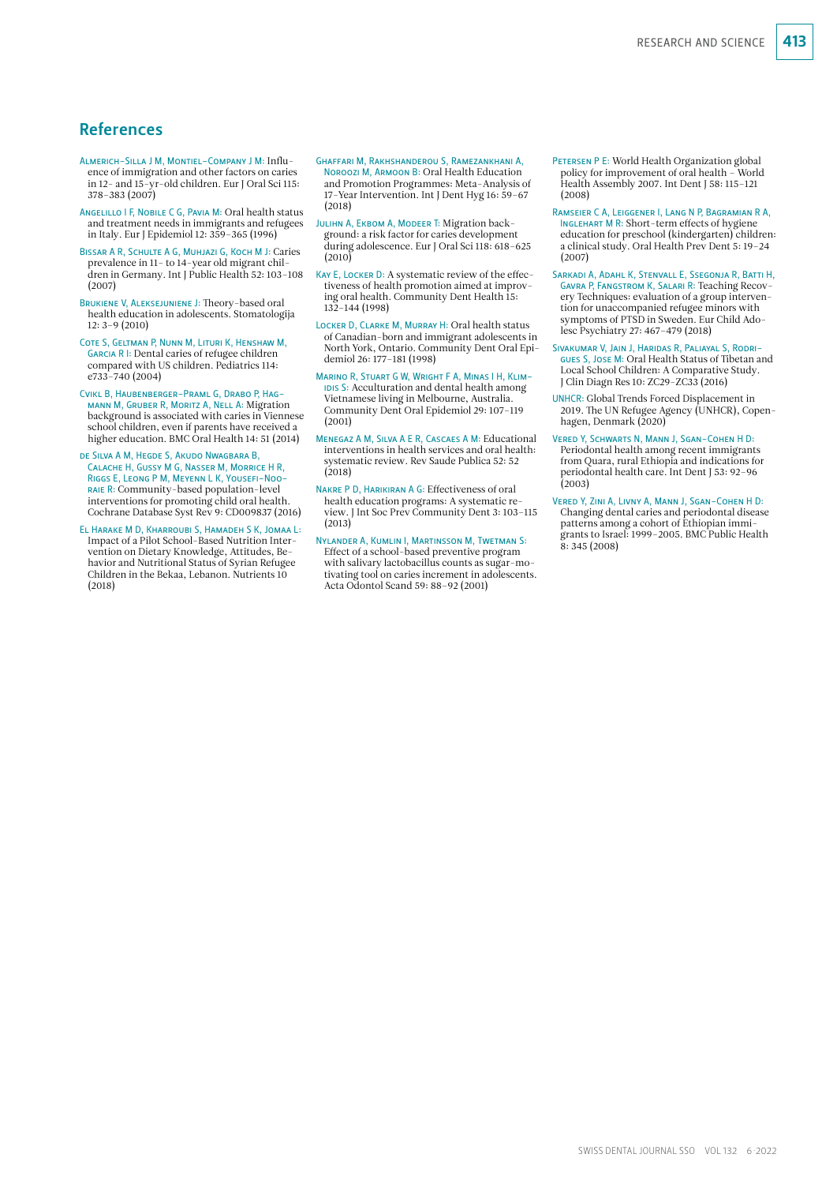## References

Almerich-Silla J M, Montiel-Company J M: Influence of immigration and other factors on caries in 12- and 15-yr-old children. Eur J Oral Sci 115: 378–383 (2007)

Angelillo I F, Nobile C G, Pavia M: Oral health status and treatment needs in immigrants and refugees in Italy. Eur J Epidemiol 12: 359–365 (1996)

Bissar A R, Schulte A G, Muhjazi G, Koch M J: Caries prevalence in 11- to 14-year old migrant children in Germany. Int J Public Health 52: 103–108 (2007)

Brukiene V, Aleksejuniene J: Theory-based oral health education in adolescents. Stomatologija 12: 3–9 (2010)

Cote S, Geltman P, Nunn M, Lituri K, Henshaw M, Garcia R I: Dental caries of refugee children compared with US children. Pediatrics 114: e733–740 (2004)

Cvikl B, Haubenberger-Praml G, Drabo P, Hagmann M, Gruber R, Moritz A, Nell A: Migration background is associated with caries in Viennese school children, even if parents have received a higher education. BMC Oral Health 14: 51 (2014)

de Silva A M, Hegde S, Akudo Nwagbara B, Calache H, Gussy M G, Nasser M, Morrice H R, Riggs E, Leong P M, Meyenn L K, Yousefi-Nooraie R: Community-based population-level interventions for promoting child oral health. Cochrane Database Syst Rev 9: CD009837 (2016)

El Harake M D, Kharroubi S, Hamadeh S K, Jomaa L: Impact of a Pilot School-Based Nutrition Intervention on Dietary Knowledge, Attitudes, Behavior and Nutritional Status of Syrian Refugee Children in the Bekaa, Lebanon. Nutrients 10 (2018)

Ghaffari M, Rakhshanderou S, Ramezankhani A, Noroozi M, Armoon B: Oral Health Education and Promotion Programmes: Meta-Analysis of 17-Year Intervention. Int J Dent Hyg 16: 59–67 (2018)

Julihn A, Ekbom A, Modeer T: Migration background: a risk factor for caries development during adolescence. Eur J Oral Sci 118: 618–625 (2010)

Kay E, Locker D: A systematic review of the effectiveness of health promotion aimed at improving oral health. Community Dent Health 15: 132–144 (1998)

Locker D, Clarke M, Murray H: Oral health status of Canadian-born and immigrant adolescents in North York, Ontario. Community Dent Oral Epidemiol 26: 177–181 (1998)

Marino R, Stuart G W, Wright F A, Minas I H, Klimidis S: Acculturation and dental health among Vietnamese living in Melbourne, Australia. Community Dent Oral Epidemiol 29: 107–119 (2001)

Menegaz A M, Silva A E R, Cascaes A M: Educational interventions in health services and oral health: systematic review. Rev Saude Publica 52: 52 (2018)

Nakre P D, Harikiran A G: Effectiveness of oral health education programs: A systematic review. J Int Soc Prev Community Dent 3: 103–115 (2013)

Nylander A, Kumlin I, Martinsson M, Twetman S: Effect of a school-based preventive program with salivary lactobacillus counts as sugar-motivating tool on caries increment in adolescents. Acta Odontol Scand 59: 88–92 (2001)

Petersen P E: World Health Organization global policy for improvement of oral health – World Health Assembly 2007. Int Dent J 58: 115–121 (2008)

Ramseier C A, Leiggener I, Lang N P, Bagramian R A, Inglehart M R: Short-term effects of hygiene education for preschool (kindergarten) children: a clinical study. Oral Health Prev Dent 5: 19–24 (2007)

Sarkadi A, Adahl K, Stenvall E, Ssegonja R, Batti H, Gavra P, Fangstrom K, Salari R: Teaching Recovery Techniques: evaluation of a group intervention for unaccompanied refugee minors with symptoms of PTSD in Sweden. Eur Child Adolesc Psychiatry 27: 467–479 (2018)

Sivakumar V, Jain J, Haridas R, Paliayal S, Rodrigues S, Jose M: Oral Health Status of Tibetan and Local School Children: A Comparative Study. J Clin Diagn Res 10: ZC29–ZC33 (2016)

UNHCR: Global Trends Forced Displacement in 2019. The UN Refugee Agency (UNHCR), Copenhagen, Denmark (2020)

Vered Y, Schwarts N, Mann J, Sgan-Cohen H D: Periodontal health among recent immigrants from Quara, rural Ethiopia and indications for periodontal health care. Int Dent J 53: 92–96 (2003)

Vered Y, Zini A, Livny A, Mann J, Sgan-Cohen H D: Changing dental caries and periodontal disease patterns among a cohort of Ethiopian immigrants to Israel: 1999–2005. BMC Public Health 8: 345 (2008)